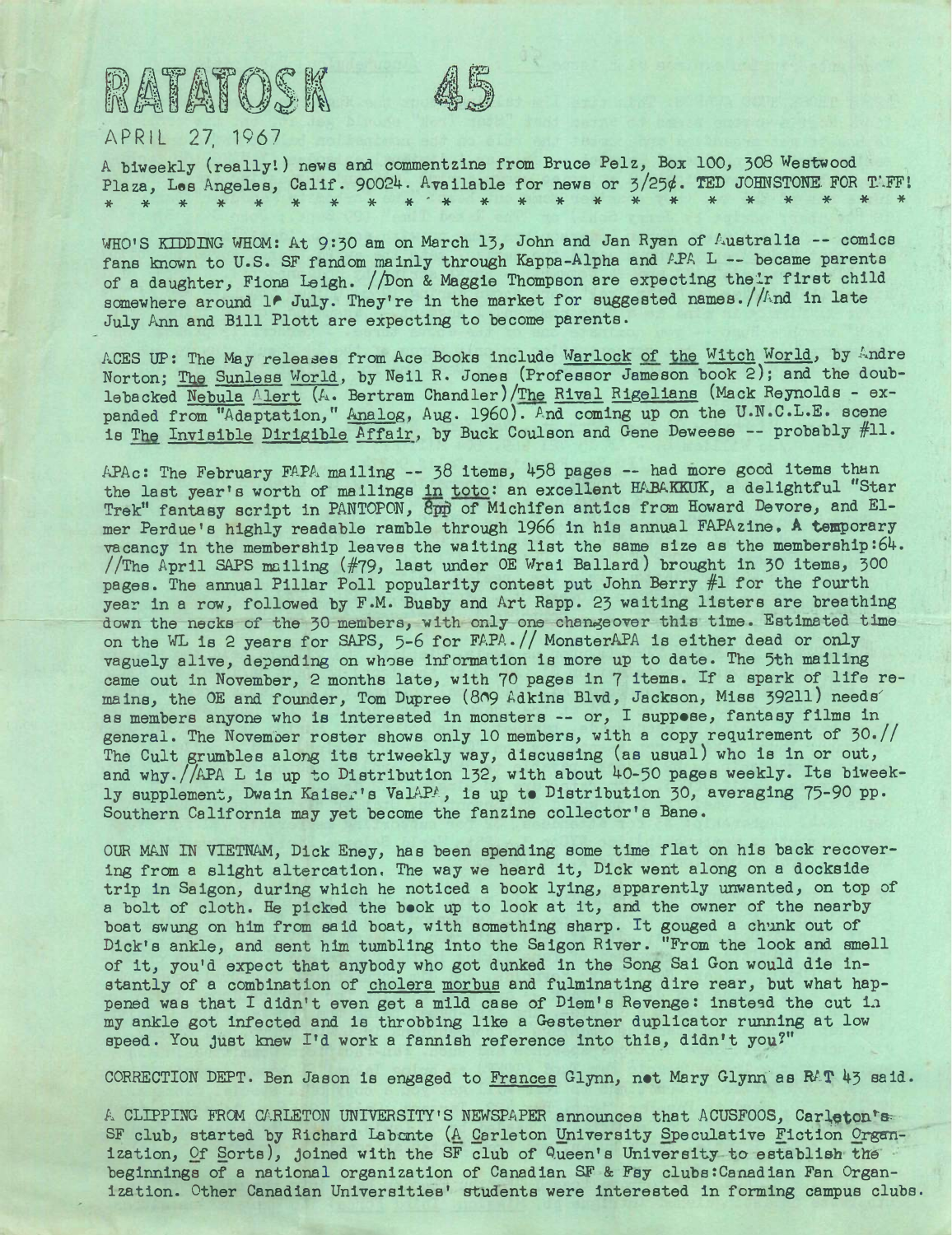# RATATOSK 45

APRIL 27, 1967

A biweekly (really!) news and commentzine from Bruce Pelz, Box 100, 308 Westwood Plaza, Los Angeles, Calif. 90024. Available for news or 3/25¢. TED JOHNSTONE FOR TAFF!

\* \* \* \* \* \* \* \* \* \* \* \* \* \* \* \* \* \* \* \* \* \* \* \*

WHO'S KIDDING WHOM: At 9:30 am on March 13, John and Jan Ryan of Australia -- comics fans known to U.S. SF fandom mainly through Kappa-Alpha and APA L -- became parents of a daughter, Fiona Leigh. //Don & Maggie Thompson are expecting their first child somewhere around 1st July. They're in the market for suggested names.//And in late July Ann and Bill Plott are expecting to become parents.

ACES UP: The May releases from Ace Books include Warlock of the Witch World, by Andre Norton; The Sunless World, by Neil R. Jones (Professor Jameson book 2); and the doublebacked Nebula Alert (A. Bertram Chandler)/The Rival Rigelians (Mack Reynolds - expanded from "Adaptation," Analog, Aug. 1960). And coming up on the U.N.C.L.E. scene is The Invisible Dirigible Affair, by Buck Coulson and Gene Deweese -- probably #11.

APAc: The February FAPA mailing -- 38 items, 458 pages -- had more good items than the last year's worth of mailings in toto: an excellent HABAKKUK, a delightful "Star Trek" fantasy script in PANTOPON, 8pp of Michifen antics from Howard Devore, and Elmer Perdue's highly readable ramble through 1966 in his annual FAPAzine. A temporary vacancy in the membership leaves the waiting list the same size as the membership:64. //The April SAPS mailing (#79, last under OE Wrai Ballard) brought in 30 items, 300 pages. The annual Pillar Poll popularity contest put John Berry #1 for the fourth year in a row, followed by F.M. Busby and Art Rapp. 23 waiting listers are breathing down the necks of the 30 members, with only one changeover this time. Estimated time on the WL is 2 years for SAPS, 5-6 for FAPA.// MonsterAPA is either dead or only vaguely alive, depending on whose information is more up to date. The 5th mailing came out in November, 2 months late, with 70 pages in 7 items. If a spark of life remains, the OE and founder, Tom Dupree (809 Adkins Blvd, Jackson, Miss 39211) needs as members anyone who is interested in monsters -- or, I suppose, fantasy films in general. The November roster shows only 10 members, with a copy requirement of 30.// The Cult grumbles along its triweekly way, discussing (as usual) who is in or out, and why.//APA L is up to Distribution 132, with about 40-50 pages weekly. Its biweekly supplement, Dwain Kaiser's ValAPA, is up to Distribution 30, averaging 75-90 pp. Southern California may yet become the fanzine collector's Bane.

OUR MAN IN VIETNAM, Dick Eney, has been spending some time flat on his back recovering from a slight altercation. The way we heard it, Dick went along on a dockside trip in Saigon, during which he noticed a book lying, apparently unwanted, on top of a bolt of cloth. He picked the book up to look at it, and the owner of the nearby boat swung on him from said boat, with something sharp. It gouged a chunk out of Dick's ankle, and sent him tumbling into the Saigon River. "From the look and smell of it, you'd expect that anybody who got dunked in the Song Sai Gon would die instantly of a combination of cholera morbus and fulminating dire rear, but what happened was that I didn't even get a mild case of Diem's Revenge: instead the cut in my ankle got infected and is throbbing like a Gestetner duplicator running at low speed. You just knew I'd work a fannish reference into this, didn't you?"

CORRECTION DEPT. Ben Jason is engaged to Frances Glynn, not Mary Glynn as RAT 43 said.

A CLIPPING FROM CARLETON UNIVERSITY'S NEWSPAPER announces that ACUSFOOS, Carleton's SF club, started by Richard Labonte (A Carleton University Speculative Fiction Organization, Of Sorts), joined with the SF club of Queen's University to establish the beginnings of a national organization of Canadian SF & Fsy clubs:Canadian Fan Organization. Other Canadian Universities' students were interested in forming campus clubs.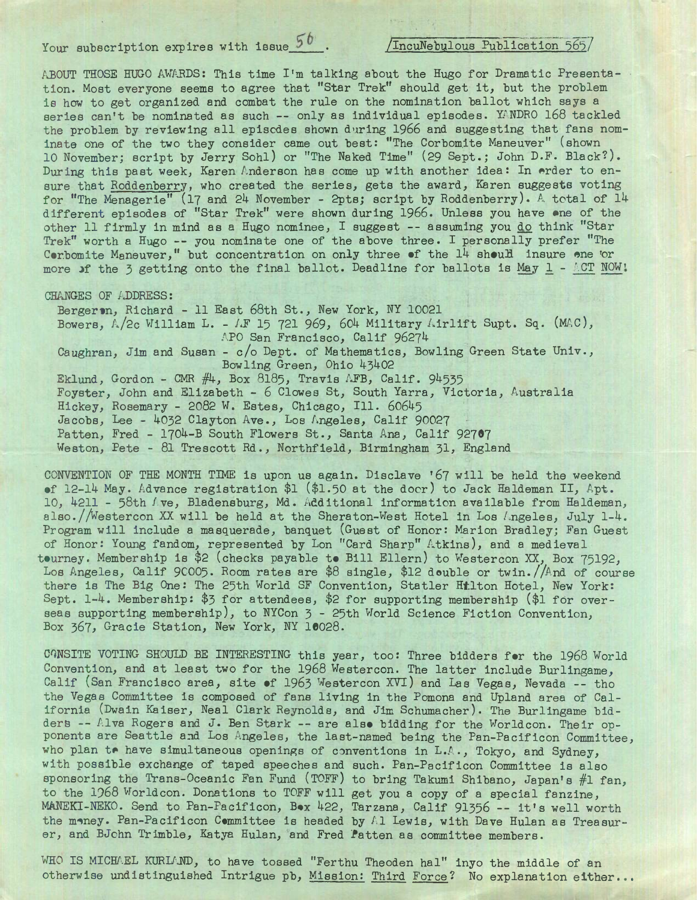Your subscription expires with issue 56.     /IncuNebulous Publication 565/

ABOUT THOSE HUGO AWARDS: This time I'm talking about the Hugo for Dramatic Presentation. Most everyone seems to agree that "Star Trek" should get it, but the problem is how to get organized and combat the rule on the nomination ballot which says a series can't be nominated as such -- only as individual episodes. YANDRO 168 tackled the problem by reviewing all episodes shown during 1966 and suggesting that fans nominate one of the two they consider came out best: "The Corbomite Maneuver" (shown 10 November; script by Jerry Sohl) or "The Naked Time" (29 Sept.; John D.F. Black?). During this past week, Karen Anderson has come up with another idea: In order to ensure that Roddenberry, who created the series, gets the award, Karen suggests voting for "The Menagerie" (17 and 24 November - 2pts; script by Roddenberry). A total of 14 different episodes of "Star Trek" were shown during 1966. Unless you have one of the other 11 firmly in mind as a Hugo nominee, I suggest -- assuming you do think "Star Trek" worth a Hugo -- you nominate one of the above three. I personally prefer "The Corbomite Maneuver," but concentration on only three of the 14 should insure one or more of the 3 getting onto the final ballot. Deadline for ballots is May 1 - ACT NOW!

CHANGES OF ADDRESS:

Bergeron, Richard - 11 East 68th St., New York, NY 10021
Bowers, A/2c William L. - AF 15 721 969, 604 Military Airlift Supt. Sq. (MAC), APO San Francisco, Calif 96274
Caughran, Jim and Susan - c/o Dept. of Mathematics, Bowling Green State Univ., Bowling Green, Ohio 43402
Eklund, Gordon - CMR #4, Box 8185, Travis AFB, Calif. 94535
Foyster, John and Elizabeth - 6 Clowes St, South Yarra, Victoria, Australia
Hickey, Rosemary - 2082 W. Estes, Chicago, Ill. 60645
Jacobs, Lee - 4032 Clayton Ave., Los Angeles, Calif 90027
Patten, Fred - 1704-B South Flowers St., Santa Ana, Calif 92707
Weston, Pete - 81 Trescott Rd., Northfield, Birmingham 31, England

CONVENTION OF THE MONTH TIME is upon us again. Disclave '67 will be held the weekend of 12-14 May. Advance registration $1 ($1.50 at the door) to Jack Haldeman II, Apt. 10, 4211 - 58th Ave, Bladensburg, Md. Additional information available from Haldeman, also.//Westercon XX will be held at the Sheraton-West Hotel in Los Angeles, July 1-4. Program will include a masquerade, banquet (Guest of Honor: Marion Bradley; Fan Guest of Honor: Young fandom, represented by Lon "Card Sharp" Atkins), and a medieval tourney. Membership is $2 (checks payable to Bill Ellern) to Westercon XX, Box 75192, Los Angeles, Calif 90005. Room rates are $8 single, $12 double or twin.//And of course there is The Big One: The 25th World SF Convention, Statler Hilton Hotel, New York: Sept. 1-4. Membership: $3 for attendees, $2 for supporting membership ($1 for overseas supporting membership), to NYCon 3 - 25th World Science Fiction Convention, Box 367, Gracie Station, New York, NY 10028.

CONSITE VOTING SHOULD BE INTERESTING this year, too: Three bidders for the 1968 World Convention, and at least two for the 1968 Westercon. The latter include Burlingame, Calif (San Francisco area, site of 1963 Westercon XVI) and Las Vegas, Nevada -- tho the Vegas Committee is composed of fans living in the Pomona and Upland area of California (Dwain Kaiser, Neal Clark Reynolds, and Jim Schumacher). The Burlingame bidders -- Alva Rogers and J. Ben Stark -- are also bidding for the Worldcon. Their opponents are Seattle and Los Angeles, the last-named being the Pan-Pacificon Committee, who plan to have simultaneous openings of conventions in L.A., Tokyo, and Sydney, with possible exchange of taped speeches and such. Pan-Pacificon Committee is also sponsoring the Trans-Oceanic Fan Fund (TOFF) to bring Takumi Shibano, Japan's #1 fan, to the 1968 Worldcon. Donations to TOFF will get you a copy of a special fanzine, MANEKI-NEKO. Send to Pan-Pacificon, Box 422, Tarzana, Calif 91356 -- it's well worth the money. Pan-Pacificon Committee is headed by Al Lewis, with Dave Hulan as Treasurer, and BJohn Trimble, Katya Hulan, and Fred Patten as committee members.

WHO IS MICHAEL KURLAND, to have tossed "Ferthu Theoden hal" inyo the middle of an otherwise undistinguished Intrigue pb, Mission: Third Force? No explanation either...